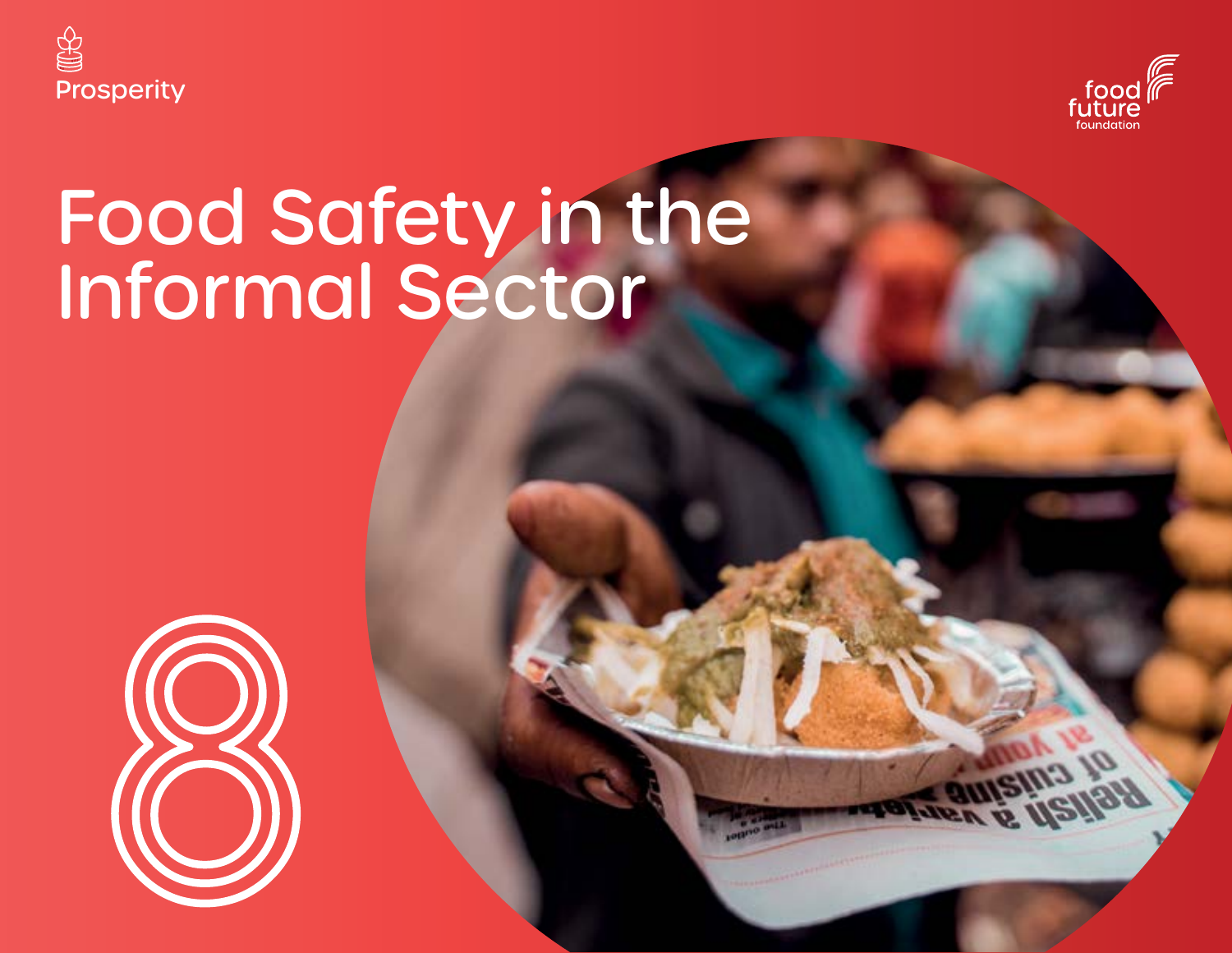Prosperity

food future foundation

# Food Safety in the Informal Sector

8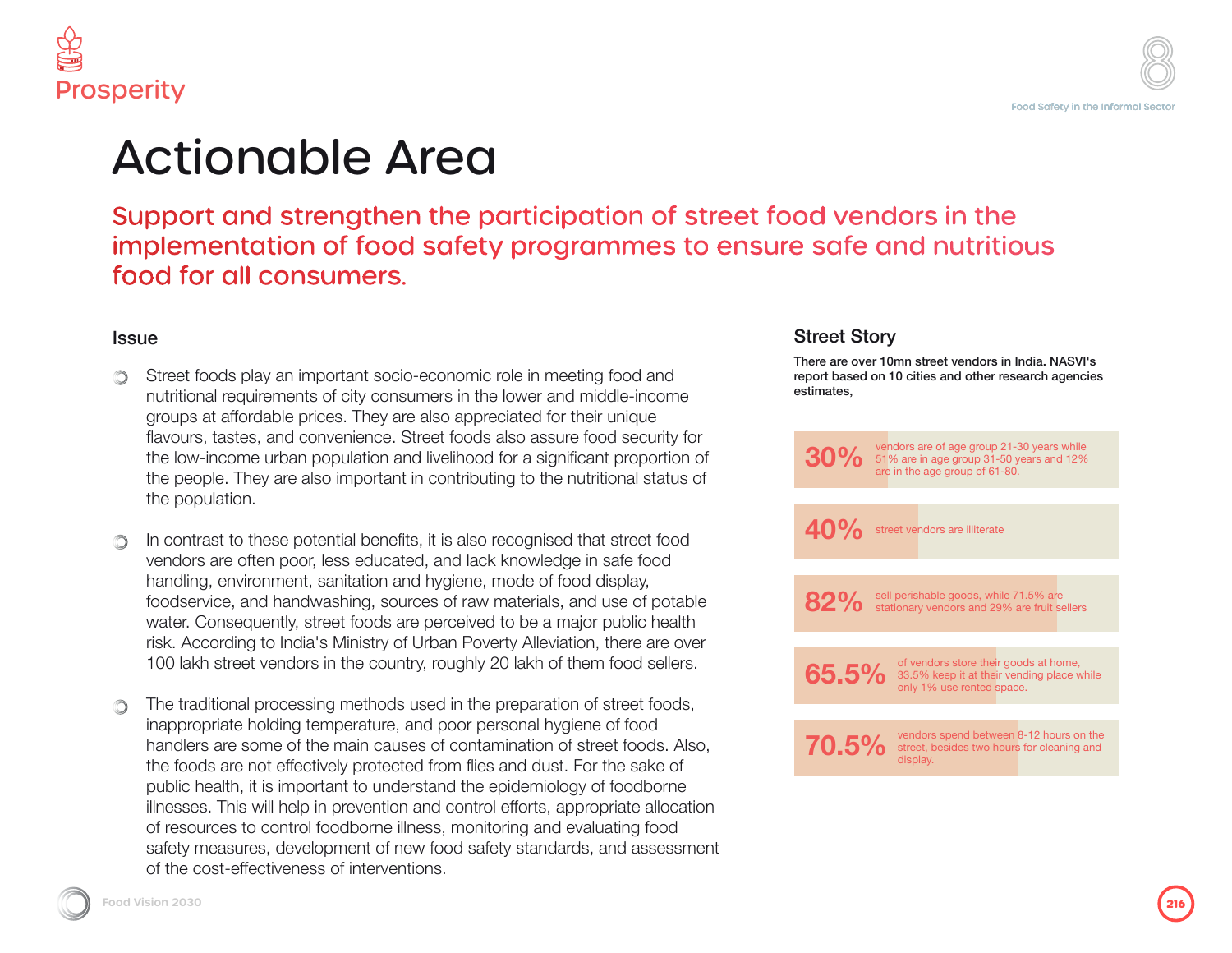# Actionable Area

## Support and strengthen the participation of street food vendors in the implementation of food safety programmes to ensure safe and nutritious food for all consumers.

### Issue

- Street foods play an important socio-economic role in meeting food and nutritional requirements of city consumers in the lower and middle-income groups at affordable prices. They are also appreciated for their unique flavours, tastes, and convenience. Street foods also assure food security for the low-income urban population and livelihood for a significant proportion of the people. They are also important in contributing to the nutritional status of the population.

- In contrast to these potential benefits, it is also recognised that street food vendors are often poor, less educated, and lack knowledge in safe food handling, environment, sanitation and hygiene, mode of food display, foodservice, and handwashing, sources of raw materials, and use of potable water. Consequently, street foods are perceived to be a major public health risk. According to India's Ministry of Urban Poverty Alleviation, there are over 100 lakh street vendors in the country, roughly 20 lakh of them food sellers.

- The traditional processing methods used in the preparation of street foods, inappropriate holding temperature, and poor personal hygiene of food handlers are some of the main causes of contamination of street foods. Also, the foods are not effectively protected from flies and dust. For the sake of public health, it is important to understand the epidemiology of foodborne illnesses. This will help in prevention and control efforts, appropriate allocation of resources to control foodborne illness, monitoring and evaluating food safety measures, development of new food safety standards, and assessment of the cost-effectiveness of interventions.

### Street Story

**There are over 10mn street vendors in India. NASVI's report based on 10 cities and other research agencies estimates,**

**30%** vendors are of age group 21-30 years while 51% are in age group 31-50 years and 12% are in the age group of 61-80.

**40%** street vendors are illiterate

**82%** sell perishable goods, while 71.5% are stationary vendors and 29% are fruit sellers

**65.5%** of vendors store their goods at home, 33.5% keep it at their vending place while only 1% use rented space.

**70.5%** vendors spend between 8-12 hours on the street, besides two hours for cleaning and display.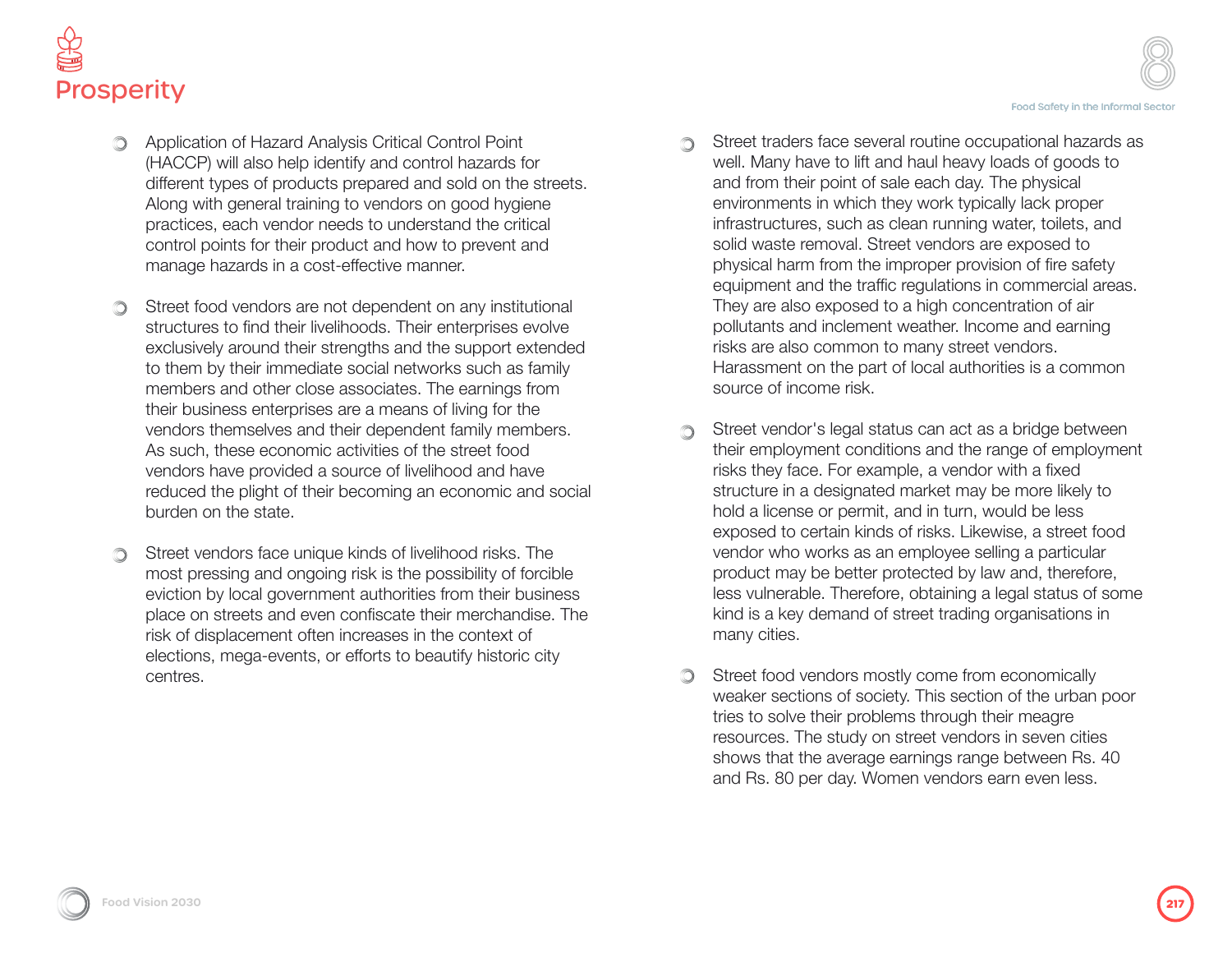- Application of Hazard Analysis Critical Control Point (HACCP) will also help identify and control hazards for different types of products prepared and sold on the streets. Along with general training to vendors on good hygiene practices, each vendor needs to understand the critical control points for their product and how to prevent and manage hazards in a cost-effective manner.

- Street food vendors are not dependent on any institutional structures to find their livelihoods. Their enterprises evolve exclusively around their strengths and the support extended to them by their immediate social networks such as family members and other close associates. The earnings from their business enterprises are a means of living for the vendors themselves and their dependent family members. As such, these economic activities of the street food vendors have provided a source of livelihood and have reduced the plight of their becoming an economic and social burden on the state.

- Street vendors face unique kinds of livelihood risks. The most pressing and ongoing risk is the possibility of forcible eviction by local government authorities from their business place on streets and even confiscate their merchandise. The risk of displacement often increases in the context of elections, mega-events, or efforts to beautify historic city centres.

- Street traders face several routine occupational hazards as well. Many have to lift and haul heavy loads of goods to and from their point of sale each day. The physical environments in which they work typically lack proper infrastructures, such as clean running water, toilets, and solid waste removal. Street vendors are exposed to physical harm from the improper provision of fire safety equipment and the traffic regulations in commercial areas. They are also exposed to a high concentration of air pollutants and inclement weather. Income and earning risks are also common to many street vendors. Harassment on the part of local authorities is a common source of income risk.

- Street vendor's legal status can act as a bridge between their employment conditions and the range of employment risks they face. For example, a vendor with a fixed structure in a designated market may be more likely to hold a license or permit, and in turn, would be less exposed to certain kinds of risks. Likewise, a street food vendor who works as an employee selling a particular product may be better protected by law and, therefore, less vulnerable. Therefore, obtaining a legal status of some kind is a key demand of street trading organisations in many cities.

- Street food vendors mostly come from economically weaker sections of society. This section of the urban poor tries to solve their problems through their meagre resources. The study on street vendors in seven cities shows that the average earnings range between Rs. 40 and Rs. 80 per day. Women vendors earn even less.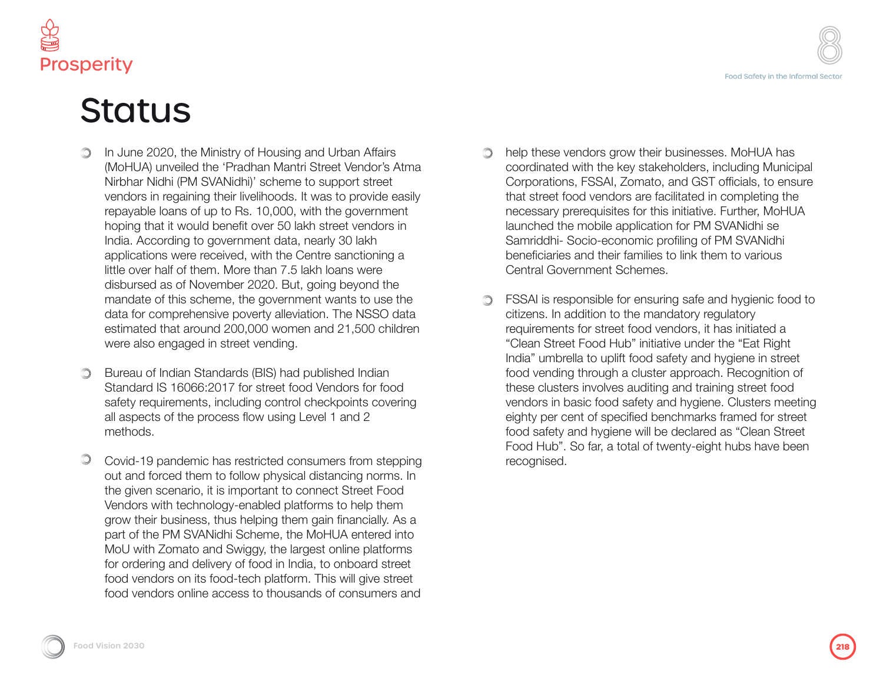# Status

- In June 2020, the Ministry of Housing and Urban Affairs (MoHUA) unveiled the 'Pradhan Mantri Street Vendor's Atma Nirbhar Nidhi (PM SVANidhi)' scheme to support street vendors in regaining their livelihoods. It was to provide easily repayable loans of up to Rs. 10,000, with the government hoping that it would benefit over 50 lakh street vendors in India. According to government data, nearly 30 lakh applications were received, with the Centre sanctioning a little over half of them. More than 7.5 lakh loans were disbursed as of November 2020. But, going beyond the mandate of this scheme, the government wants to use the data for comprehensive poverty alleviation. The NSSO data estimated that around 200,000 women and 21,500 children were also engaged in street vending.

- Bureau of Indian Standards (BIS) had published Indian Standard IS 16066:2017 for street food Vendors for food safety requirements, including control checkpoints covering all aspects of the process flow using Level 1 and 2 methods.

- Covid-19 pandemic has restricted consumers from stepping out and forced them to follow physical distancing norms. In the given scenario, it is important to connect Street Food Vendors with technology-enabled platforms to help them grow their business, thus helping them gain financially. As a part of the PM SVANidhi Scheme, the MoHUA entered into MoU with Zomato and Swiggy, the largest online platforms for ordering and delivery of food in India, to onboard street food vendors on its food-tech platform. This will give street food vendors online access to thousands of consumers and help these vendors grow their businesses. MoHUA has coordinated with the key stakeholders, including Municipal Corporations, FSSAI, Zomato, and GST officials, to ensure that street food vendors are facilitated in completing the necessary prerequisites for this initiative. Further, MoHUA launched the mobile application for PM SVANidhi se Samriddhi- Socio-economic profiling of PM SVANidhi beneficiaries and their families to link them to various Central Government Schemes.

- FSSAI is responsible for ensuring safe and hygienic food to citizens. In addition to the mandatory regulatory requirements for street food vendors, it has initiated a "Clean Street Food Hub" initiative under the "Eat Right India" umbrella to uplift food safety and hygiene in street food vending through a cluster approach. Recognition of these clusters involves auditing and training street food vendors in basic food safety and hygiene. Clusters meeting eighty per cent of specified benchmarks framed for street food safety and hygiene will be declared as "Clean Street Food Hub". So far, a total of twenty-eight hubs have been recognised.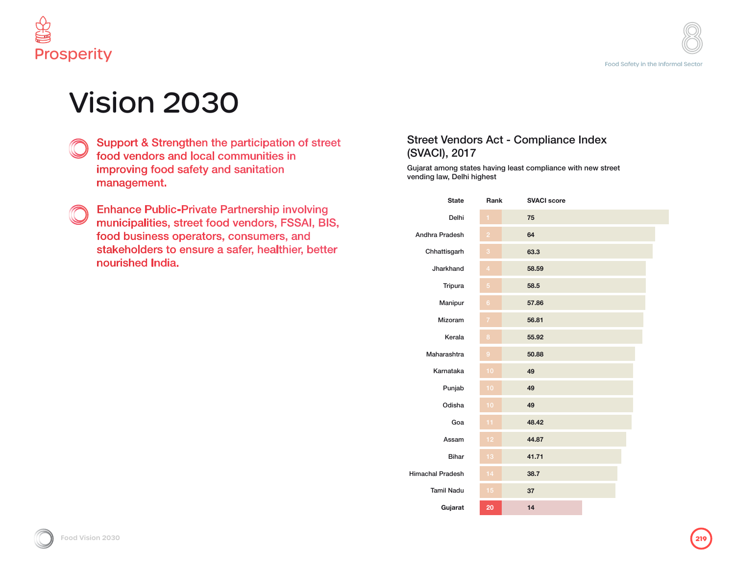# Vision 2030

- Support & Strengthen the participation of street food vendors and local communities in improving food safety and sanitation management.

- Enhance Public-Private Partnership involving municipalities, street food vendors, FSSAI, BIS, food business operators, consumers, and stakeholders to ensure a safer, healthier, better nourished India.

## Street Vendors Act - Compliance Index (SVACI), 2017

Gujarat among states having least compliance with new street vending law, Delhi highest

| State | Rank | SVACI score |
|---|---|---|
| Delhi | 1 | 75 |
| Andhra Pradesh | 2 | 64 |
| Chhattisgarh | 3 | 63.3 |
| Jharkhand | 4 | 58.59 |
| Tripura | 5 | 58.5 |
| Manipur | 6 | 57.86 |
| Mizoram | 7 | 56.81 |
| Kerala | 8 | 55.92 |
| Maharashtra | 9 | 50.88 |
| Karnataka | 10 | 49 |
| Punjab | 10 | 49 |
| Odisha | 10 | 49 |
| Goa | 11 | 48.42 |
| Assam | 12 | 44.87 |
| Bihar | 13 | 41.71 |
| Himachal Pradesh | 14 | 38.7 |
| Tamil Nadu | 15 | 37 |
| **Gujarat** | 20 | 14 |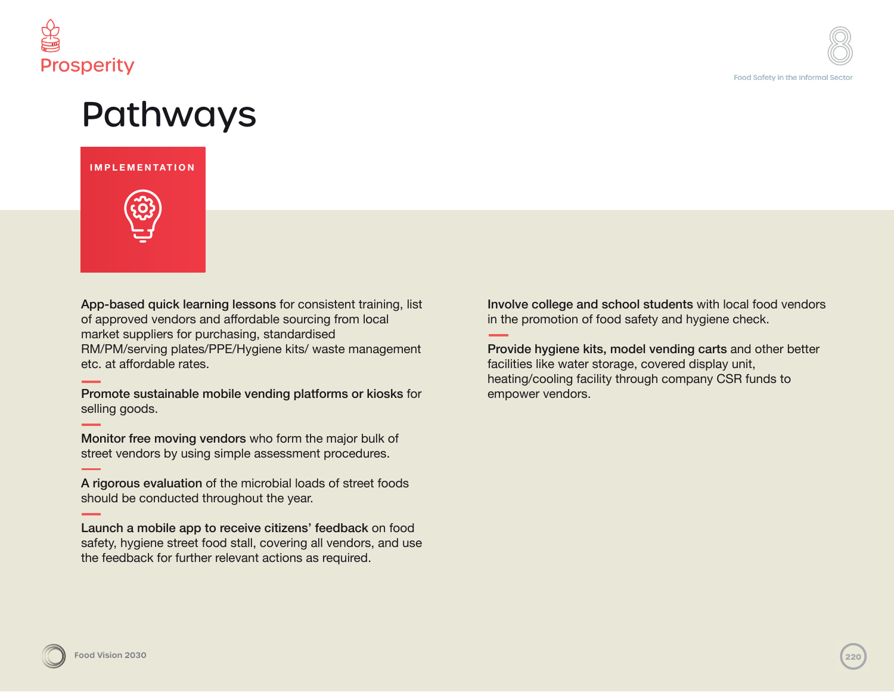Prosperity

# Pathways

## IMPLEMENTATION

**App-based quick learning lessons** for consistent training, list of approved vendors and affordable sourcing from local market suppliers for purchasing, standardised RM/PM/serving plates/PPE/Hygiene kits/ waste management etc. at affordable rates.

**Promote sustainable mobile vending platforms or kiosks** for selling goods.

**Monitor free moving vendors** who form the major bulk of street vendors by using simple assessment procedures.

**A rigorous evaluation** of the microbial loads of street foods should be conducted throughout the year.

**Launch a mobile app to receive citizens' feedback** on food safety, hygiene street food stall, covering all vendors, and use the feedback for further relevant actions as required.

**Involve college and school students** with local food vendors in the promotion of food safety and hygiene check.

**Provide hygiene kits, model vending carts** and other better facilities like water storage, covered display unit, heating/cooling facility through company CSR funds to empower vendors.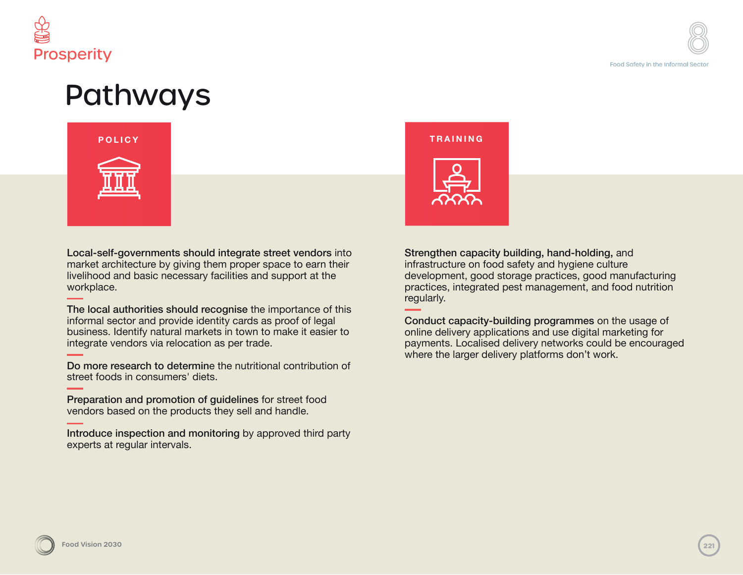# Pathways

## POLICY

**Local-self-governments should integrate street vendors** into market architecture by giving them proper space to earn their livelihood and basic necessary facilities and support at the workplace.

**The local authorities should recognise** the importance of this informal sector and provide identity cards as proof of legal business. Identify natural markets in town to make it easier to integrate vendors via relocation as per trade.

**Do more research to determine** the nutritional contribution of street foods in consumers' diets.

**Preparation and promotion of guidelines** for street food vendors based on the products they sell and handle.

**Introduce inspection and monitoring** by approved third party experts at regular intervals.

## TRAINING

**Strengthen capacity building, hand-holding,** and infrastructure on food safety and hygiene culture development, good storage practices, good manufacturing practices, integrated pest management, and food nutrition regularly.

**Conduct capacity-building programmes** on the usage of online delivery applications and use digital marketing for payments. Localised delivery networks could be encouraged where the larger delivery platforms don't work.